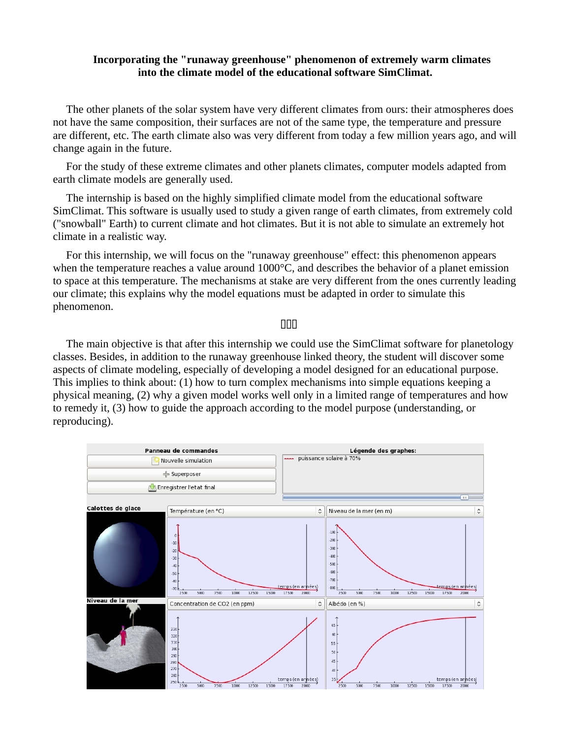**Incorporating the "runaway greenhouse" phenomenon of extremely warm climates into the climate model of the educational software SimClimat.**

The other planets of the solar system have very different climates from ours: their atmospheres does not have the same composition, their surfaces are not of the same type, the temperature and pressure are different, etc. The earth climate also was very different from today a few million years ago, and will change again in the future.

For the study of these extreme climates and other planets climates, computer models adapted from earth climate models are generally used.

The internship is based on the highly simplified climate model from the educational software SimClimat. This software is usually used to study a given range of earth climates, from extremely cold ("snowball" Earth) to current climate and hot climates. But it is not able to simulate an extremely hot climate in a realistic way.

For this internship, we will focus on the "runaway greenhouse" effect: this phenomenon appears when the temperature reaches a value around 1000°C, and describes the behavior of a planet emission to space at this temperature. The mechanisms at stake are very different from the ones currently leading our climate; this explains why the model equations must be adapted in order to simulate this phenomenon.

The main objective is that after this internship we could use the SimClimat software for planetology classes. Besides, in addition to the runaway greenhouse linked theory, the student will discover some aspects of climate modeling, especially of developing a model designed for an educational purpose. This implies to think about: (1) how to turn complex mechanisms into simple equations keeping a physical meaning, (2) why a given model works well only in a limited range of temperatures and how to remedy it, (3) how to guide the approach according to the model purpose (understanding, or reproducing).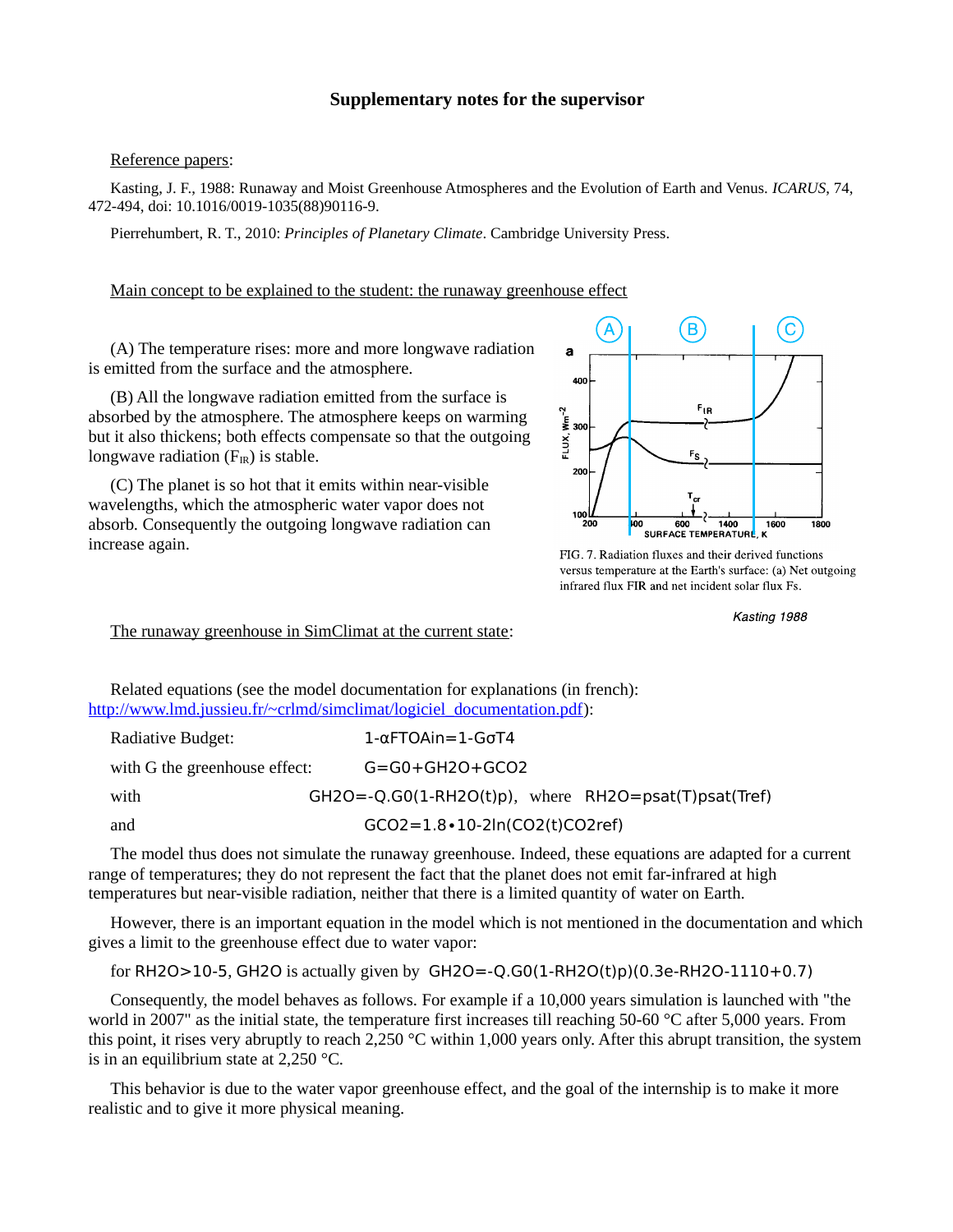# Supplementary notes for the supervisor

Reference papers:

Kasting, J. F., 1988: Runaway and Moist Greenhouse Atmospheres and the Evolution of Earth and Venus. *ICARUS*, 74, 472-494, doi: 10.1016/0019-1035(88)90116-9.

Pierrehumbert, R. T., 2010: *Principles of Planetary Climate*. Cambridge University Press.

Main concept to be explained to the student: the runaway greenhouse effect

(A) The temperature rises: more and more longwave radiation is emitted from the surface and the atmosphere.

(B) All the longwave radiation emitted from the surface is absorbed by the atmosphere. The atmosphere keeps on warming but it also thickens; both effects compensate so that the outgoing longwave radiation ($F_{IR}$) is stable.

(C) The planet is so hot that it emits within near-visible wavelengths, which the atmospheric water vapor does not absorb. Consequently the outgoing longwave radiation can increase again.

FIG. 7. Radiation fluxes and their derived functions versus temperature at the Earth's surface: (a) Net outgoing infrared flux FIR and net incident solar flux Fs.

*Kasting 1988*

The runaway greenhouse in SimClimat at the current state:

Related equations (see the model documentation for explanations (in french): http://www.lmd.jussieu.fr/~crlmd/simclimat/logiciel_documentation.pdf):

Radiative Budget: $1-\alpha F_{TOA}^{in} = 1 - G\sigma T^4$

with G the greenhouse effect: $G = G_0 + G_{H2O} + G_{CO2}$

with $G_{H2O} = -Q.G_0(1-R_{H2O}(t)^p)$, where $R_{H2O} = \frac{p_{sat}(T)}{p_{sat}(T_{ref})}$

and $G_{CO2} = 1.8 \cdot 10^{-2} \ln\left(\frac{CO_2(t)}{CO_{2ref}}\right)$

The model thus does not simulate the runaway greenhouse. Indeed, these equations are adapted for a current range of temperatures; they do not represent the fact that the planet does not emit far-infrared at high temperatures but near-visible radiation, neither that there is a limited quantity of water on Earth.

However, there is an important equation in the model which is not mentioned in the documentation and which gives a limit to the greenhouse effect due to water vapor:

for $R_{H2O} > 10^{-5}$, $G_{H2O}$ is actually given by $G_{H2O} = -Q.G_0(1-R_{H2O}(t)^p)\left(0.3e^{-\frac{R_{H2O}-1}{110}}+0.7\right)$

Consequently, the model behaves as follows. For example if a 10,000 years simulation is launched with "the world in 2007" as the initial state, the temperature first increases till reaching 50-60 °C after 5,000 years. From this point, it rises very abruptly to reach 2,250 °C within 1,000 years only. After this abrupt transition, the system is in an equilibrium state at 2,250 °C.

This behavior is due to the water vapor greenhouse effect, and the goal of the internship is to make it more realistic and to give it more physical meaning.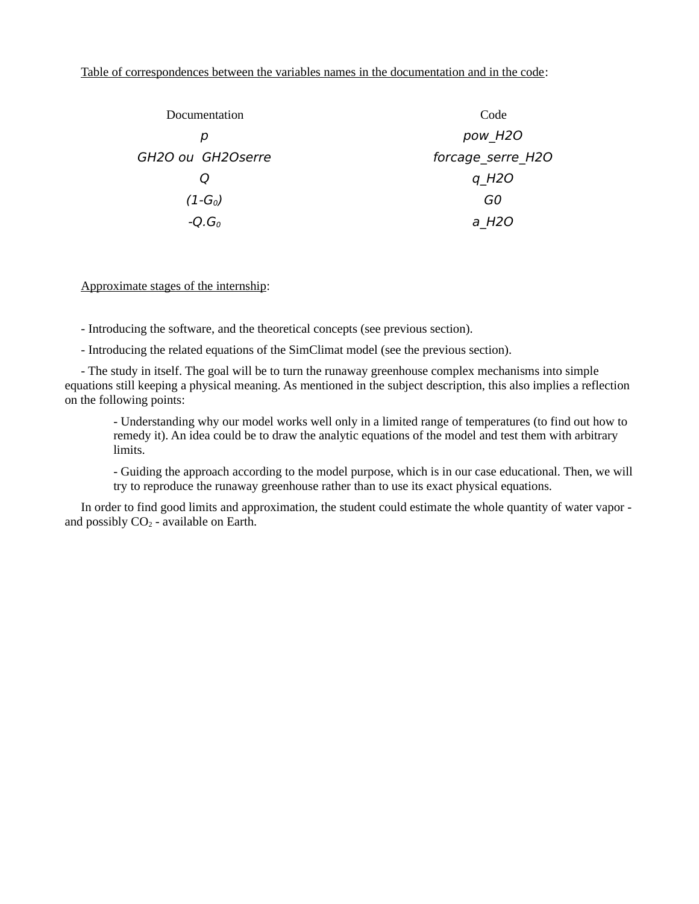Table of correspondences between the variables names in the documentation and in the code:

| Documentation | Code |
|---|---|
| *p* | *pow_H2O* |
| *GH2O ou GH2Oserre* | *forcage_serre_H2O* |
| *Q* | *q_H2O* |
| $(1-G_0)$ | *G0* |
| $-Q.G_0$ | *a_H2O* |

Approximate stages of the internship:

- Introducing the software, and the theoretical concepts (see previous section).
- Introducing the related equations of the SimClimat model (see the previous section).
- The study in itself. The goal will be to turn the runaway greenhouse complex mechanisms into simple equations still keeping a physical meaning. As mentioned in the subject description, this also implies a reflection on the following points:
    - Understanding why our model works well only in a limited range of temperatures (to find out how to remedy it). An idea could be to draw the analytic equations of the model and test them with arbitrary limits.
    - Guiding the approach according to the model purpose, which is in our case educational. Then, we will try to reproduce the runaway greenhouse rather than to use its exact physical equations.

In order to find good limits and approximation, the student could estimate the whole quantity of water vapor - and possibly $CO_2$ - available on Earth.